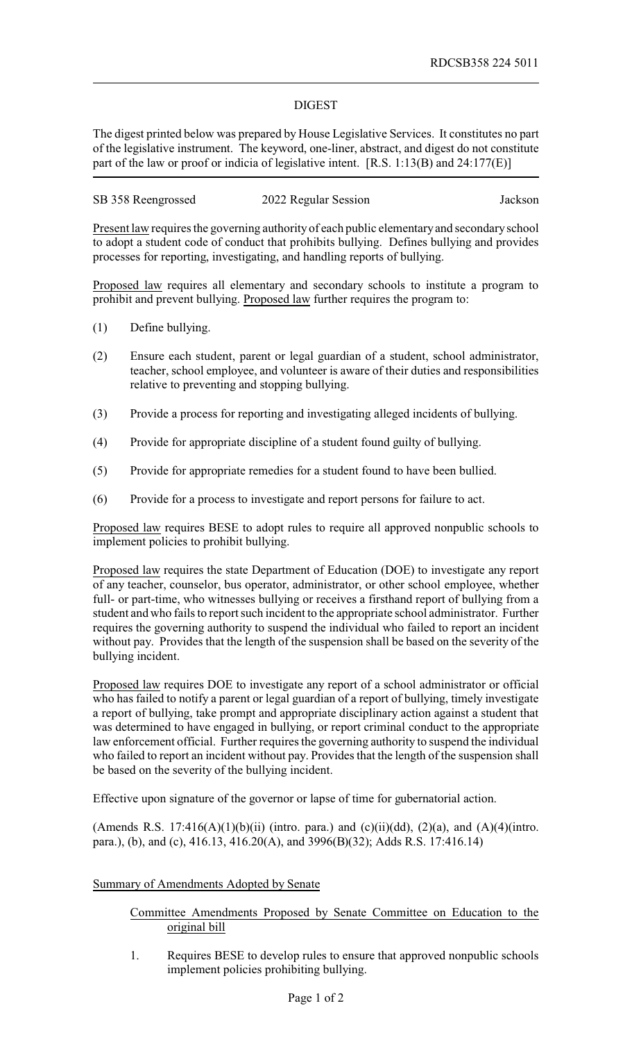RDCSB358 224 5011

## DIGEST

The digest printed below was prepared by House Legislative Services. It constitutes no part of the legislative instrument. The keyword, one-liner, abstract, and digest do not constitute part of the law or proof or indicia of legislative intent. [R.S. 1:13(B) and 24:177(E)]

SB 358 Reengrossed 2022 Regular Session Jackson

Present law requires the governing authority of each public elementary and secondary school to adopt a student code of conduct that prohibits bullying. Defines bullying and provides processes for reporting, investigating, and handling reports of bullying.

Proposed law requires all elementary and secondary schools to institute a program to prohibit and prevent bullying. Proposed law further requires the program to:

(1) Define bullying.

(2) Ensure each student, parent or legal guardian of a student, school administrator, teacher, school employee, and volunteer is aware of their duties and responsibilities relative to preventing and stopping bullying.

(3) Provide a process for reporting and investigating alleged incidents of bullying.

(4) Provide for appropriate discipline of a student found guilty of bullying.

(5) Provide for appropriate remedies for a student found to have been bullied.

(6) Provide for a process to investigate and report persons for failure to act.

Proposed law requires BESE to adopt rules to require all approved nonpublic schools to implement policies to prohibit bullying.

Proposed law requires the state Department of Education (DOE) to investigate any report of any teacher, counselor, bus operator, administrator, or other school employee, whether full- or part-time, who witnesses bullying or receives a firsthand report of bullying from a student and who fails to report such incident to the appropriate school administrator. Further requires the governing authority to suspend the individual who failed to report an incident without pay. Provides that the length of the suspension shall be based on the severity of the bullying incident.

Proposed law requires DOE to investigate any report of a school administrator or official who has failed to notify a parent or legal guardian of a report of bullying, timely investigate a report of bullying, take prompt and appropriate disciplinary action against a student that was determined to have engaged in bullying, or report criminal conduct to the appropriate law enforcement official. Further requires the governing authority to suspend the individual who failed to report an incident without pay. Provides that the length of the suspension shall be based on the severity of the bullying incident.

Effective upon signature of the governor or lapse of time for gubernatorial action.

(Amends R.S. 17:416(A)(1)(b)(ii) (intro. para.) and (c)(ii)(dd), (2)(a), and (A)(4)(intro. para.), (b), and (c), 416.13, 416.20(A), and 3996(B)(32); Adds R.S. 17:416.14)

Summary of Amendments Adopted by Senate

Committee Amendments Proposed by Senate Committee on Education to the original bill

1. Requires BESE to develop rules to ensure that approved nonpublic schools implement policies prohibiting bullying.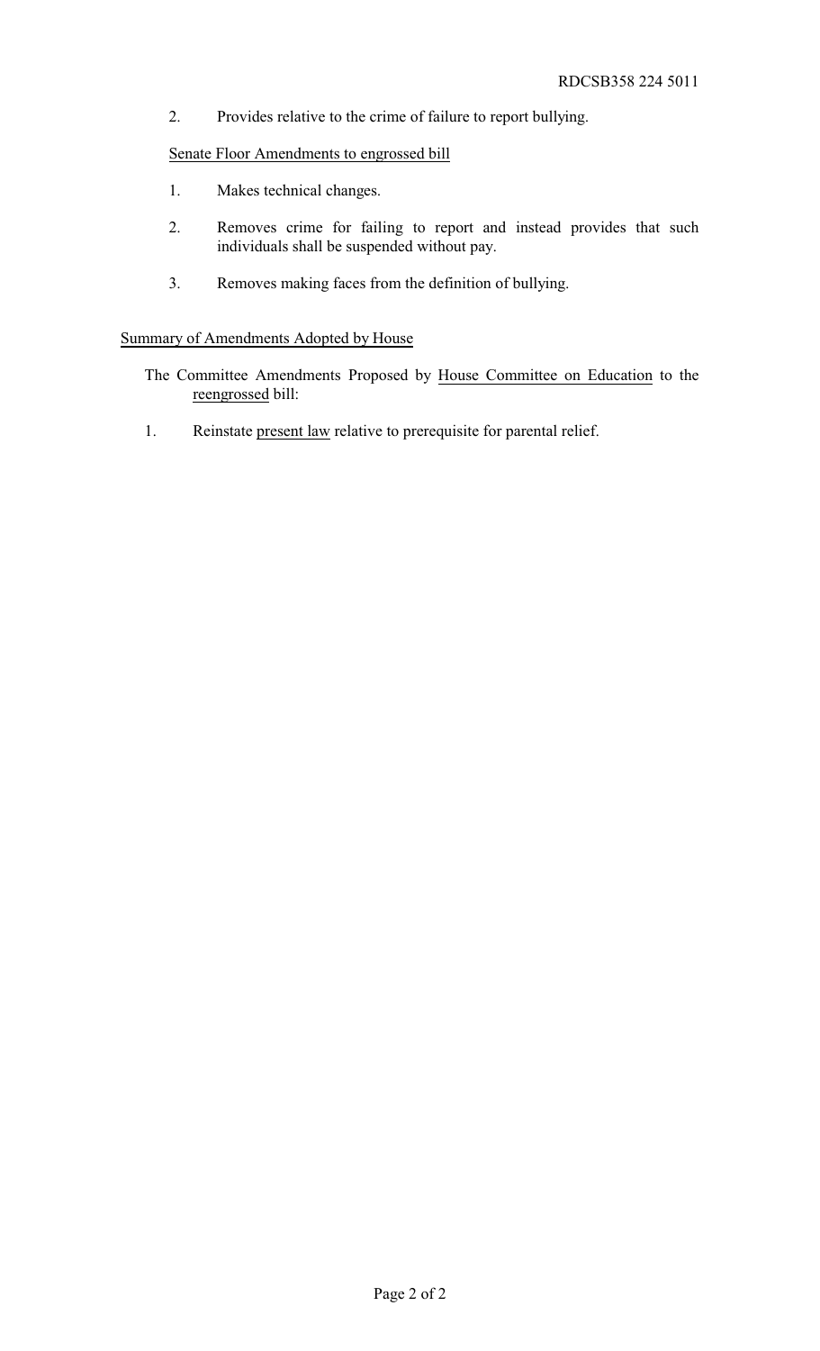2. Provides relative to the crime of failure to report bullying.

Senate Floor Amendments to engrossed bill

1. Makes technical changes.
2. Removes crime for failing to report and instead provides that such individuals shall be suspended without pay.
3. Removes making faces from the definition of bullying.

Summary of Amendments Adopted by House

The Committee Amendments Proposed by House Committee on Education to the reengrossed bill:

1. Reinstate present law relative to prerequisite for parental relief.